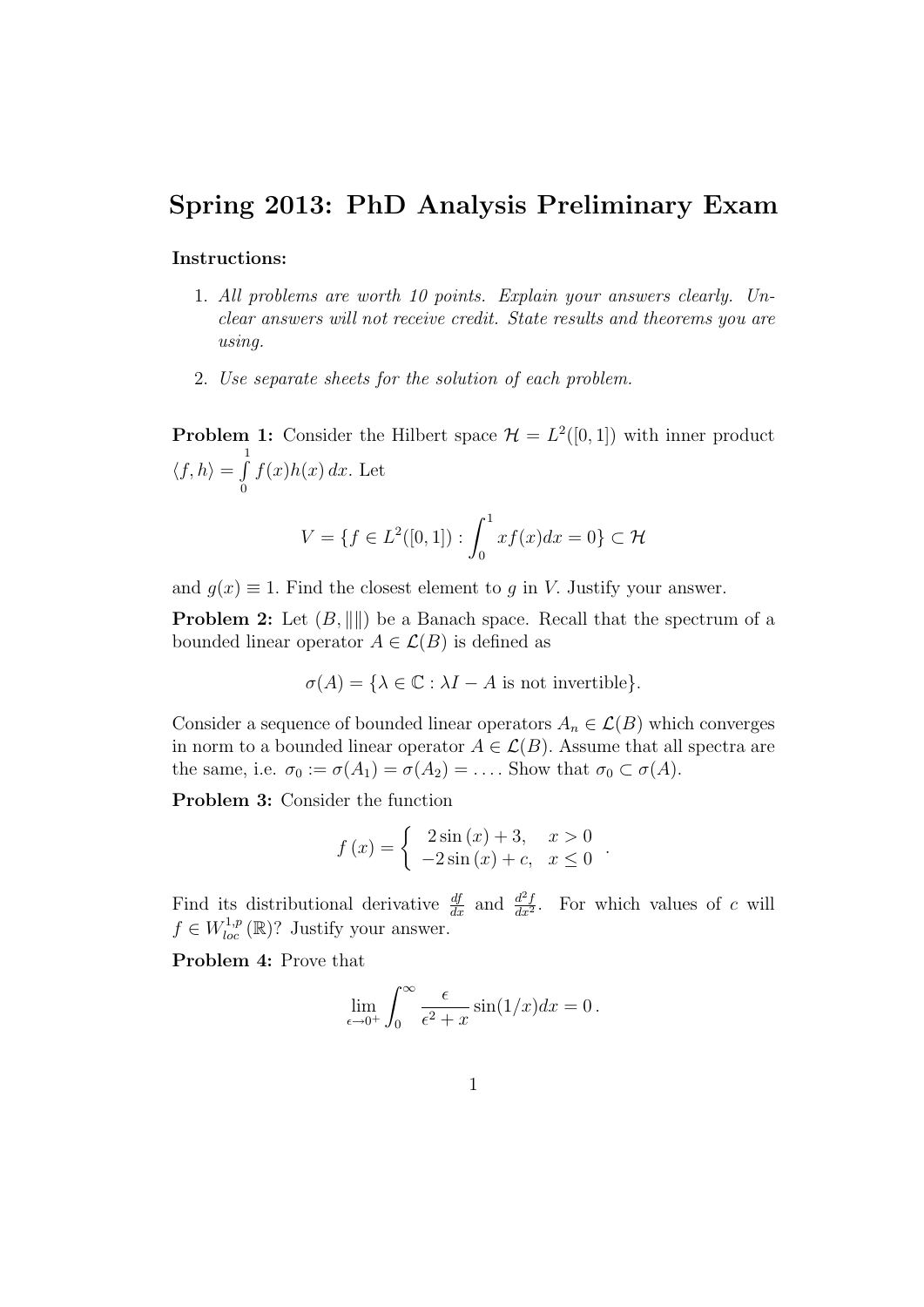# Spring 2013: PhD Analysis Preliminary Exam

**Instructions:**

1. *All problems are worth 10 points. Explain your answers clearly. Unclear answers will not receive credit. State results and theorems you are using.*

2. *Use separate sheets for the solution of each problem.*

**Problem 1:** Consider the Hilbert space $\mathcal{H} = L^2([0,1])$ with inner product $\langle f, h\rangle = \int_0^1 f(x)h(x)\,dx$. Let

$$V = \{f \in L^2([0,1]) : \int_0^1 xf(x)dx = 0\} \subset \mathcal{H}$$

and $g(x) \equiv 1$. Find the closest element to $g$ in $V$. Justify your answer.

**Problem 2:** Let $(B, \|\|)$ be a Banach space. Recall that the spectrum of a bounded linear operator $A \in \mathcal{L}(B)$ is defined as

$$\sigma(A) = \{\lambda \in \mathbb{C} : \lambda I - A \text{ is not invertible}\}.$$

Consider a sequence of bounded linear operators $A_n \in \mathcal{L}(B)$ which converges in norm to a bounded linear operator $A \in \mathcal{L}(B)$. Assume that all spectra are the same, i.e. $\sigma_0 := \sigma(A_1) = \sigma(A_2) = \dots$. Show that $\sigma_0 \subset \sigma(A)$.

**Problem 3:** Consider the function

$$f(x) = \begin{cases} 2\sin(x) + 3, & x > 0 \\ -2\sin(x) + c, & x \leq 0 \end{cases}.$$

Find its distributional derivative $\frac{df}{dx}$ and $\frac{d^2 f}{dx^2}$. For which values of $c$ will $f \in W^{1,p}_{loc}(\mathbb{R})$? Justify your answer.

**Problem 4:** Prove that

$$\lim_{\epsilon \to 0^+} \int_0^\infty \frac{\epsilon}{\epsilon^2 + x} \sin(1/x) dx = 0\,.$$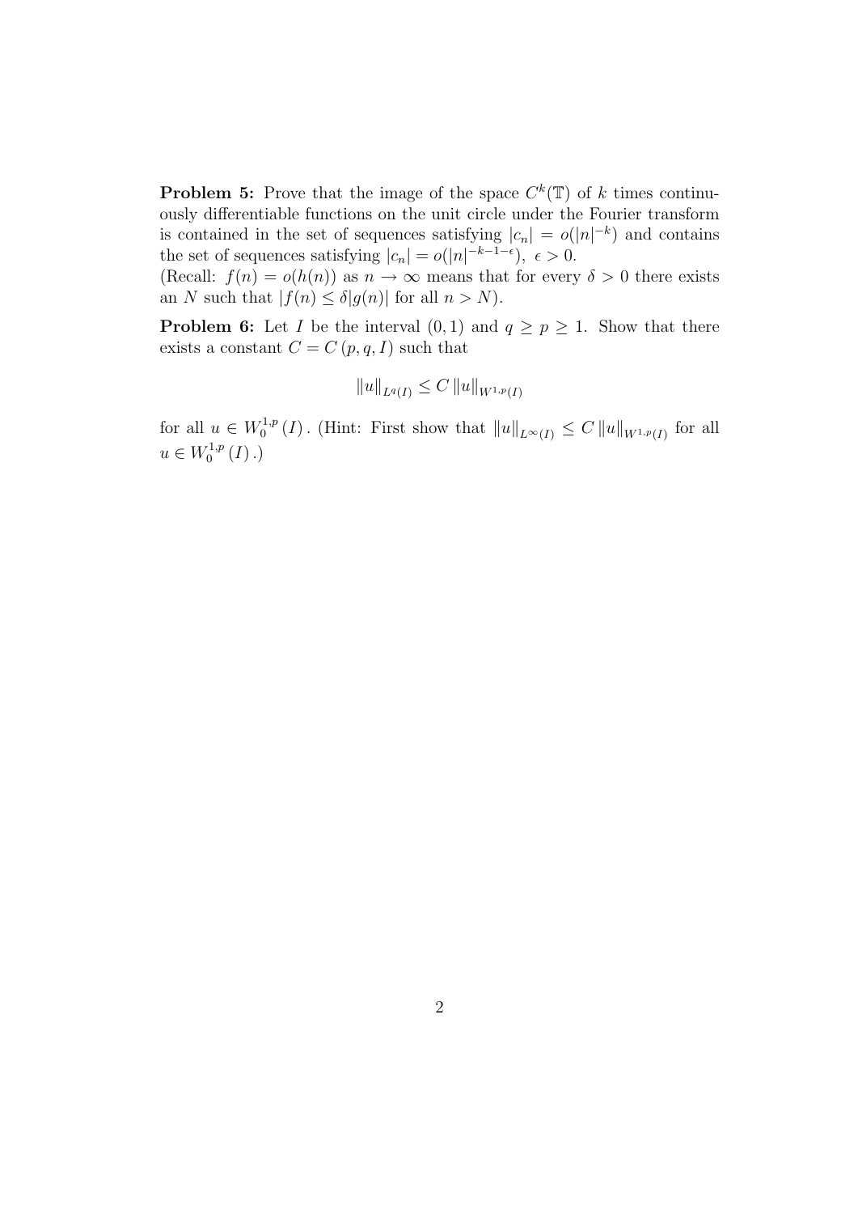**Problem 5:** Prove that the image of the space $C^k(\mathbb{T})$ of $k$ times continuously differentiable functions on the unit circle under the Fourier transform is contained in the set of sequences satisfying $|c_n| = o(|n|^{-k})$ and contains the set of sequences satisfying $|c_n| = o(|n|^{-k-1-\epsilon})$, $\epsilon > 0$.
(Recall: $f(n) = o(h(n))$ as $n \to \infty$ means that for every $\delta > 0$ there exists an $N$ such that $|f(n) \leq \delta |g(n)|$ for all $n > N$).

**Problem 6:** Let $I$ be the interval $(0,1)$ and $q \geq p \geq 1$. Show that there exists a constant $C = C(p, q, I)$ such that

$$\|u\|_{L^q(I)} \leq C \|u\|_{W^{1,p}(I)}$$

for all $u \in W_0^{1,p}(I)$. (Hint: First show that $\|u\|_{L^\infty(I)} \leq C \|u\|_{W^{1,p}(I)}$ for all $u \in W_0^{1,p}(I)$.)